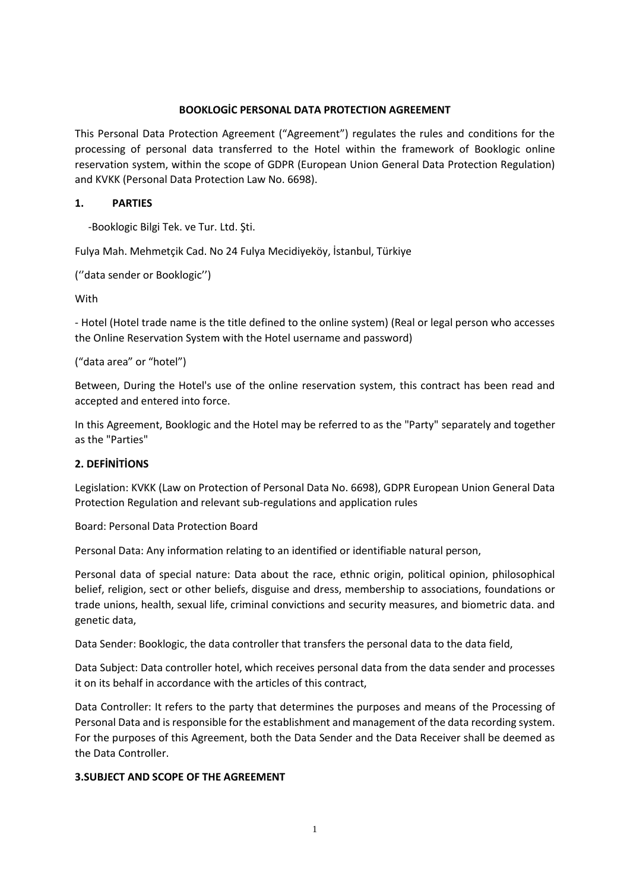**BOOKLOGİC PERSONAL DATA PROTECTION AGREEMENT**

This Personal Data Protection Agreement ("Agreement") regulates the rules and conditions for the processing of personal data transferred to the Hotel within the framework of Booklogic online reservation system, within the scope of GDPR (European Union General Data Protection Regulation) and KVKK (Personal Data Protection Law No. 6698).

## 1. PARTIES

-Booklogic Bilgi Tek. ve Tur. Ltd. Şti.

Fulya Mah. Mehmetçik Cad. No 24 Fulya Mecidiyeköy, İstanbul, Türkiye

(''data sender or Booklogic'')

With

- Hotel (Hotel trade name is the title defined to the online system) (Real or legal person who accesses the Online Reservation System with the Hotel username and password)

("data area" or "hotel")

Between, During the Hotel's use of the online reservation system, this contract has been read and accepted and entered into force.

In this Agreement, Booklogic and the Hotel may be referred to as the "Party" separately and together as the "Parties"

## 2. DEFİNİTİONS

Legislation: KVKK (Law on Protection of Personal Data No. 6698), GDPR European Union General Data Protection Regulation and relevant sub-regulations and application rules

Board: Personal Data Protection Board

Personal Data: Any information relating to an identified or identifiable natural person,

Personal data of special nature: Data about the race, ethnic origin, political opinion, philosophical belief, religion, sect or other beliefs, disguise and dress, membership to associations, foundations or trade unions, health, sexual life, criminal convictions and security measures, and biometric data. and genetic data,

Data Sender: Booklogic, the data controller that transfers the personal data to the data field,

Data Subject: Data controller hotel, which receives personal data from the data sender and processes it on its behalf in accordance with the articles of this contract,

Data Controller: It refers to the party that determines the purposes and means of the Processing of Personal Data and is responsible for the establishment and management of the data recording system. For the purposes of this Agreement, both the Data Sender and the Data Receiver shall be deemed as the Data Controller.

## 3.SUBJECT AND SCOPE OF THE AGREEMENT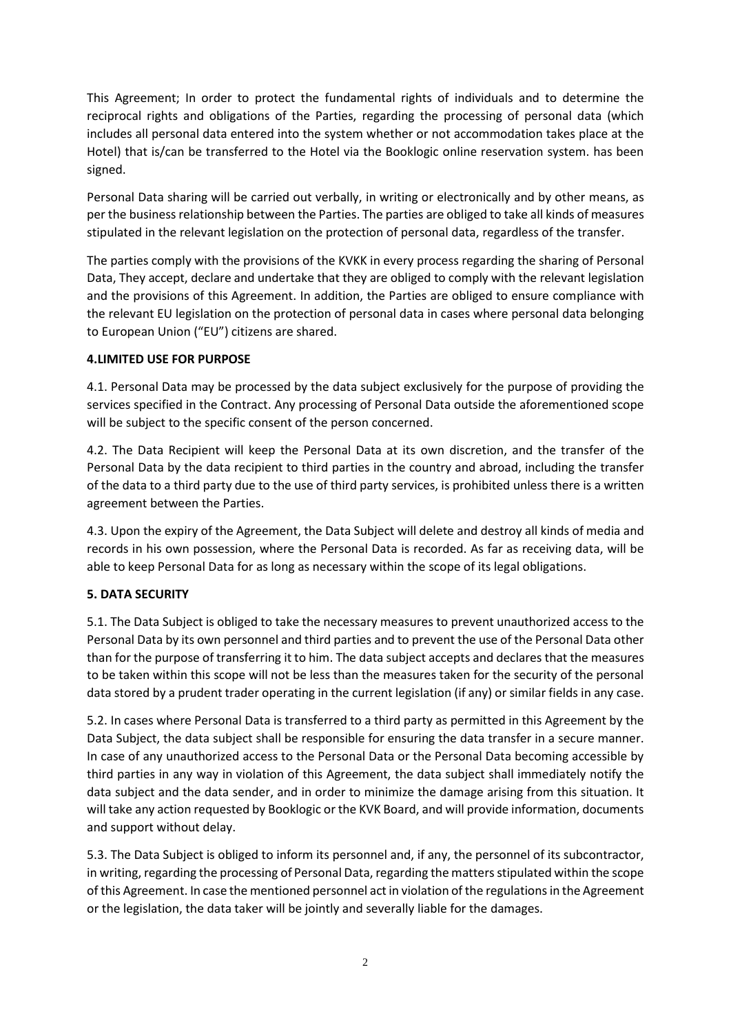This Agreement; In order to protect the fundamental rights of individuals and to determine the reciprocal rights and obligations of the Parties, regarding the processing of personal data (which includes all personal data entered into the system whether or not accommodation takes place at the Hotel) that is/can be transferred to the Hotel via the Booklogic online reservation system. has been signed.

Personal Data sharing will be carried out verbally, in writing or electronically and by other means, as per the business relationship between the Parties. The parties are obliged to take all kinds of measures stipulated in the relevant legislation on the protection of personal data, regardless of the transfer.

The parties comply with the provisions of the KVKK in every process regarding the sharing of Personal Data, They accept, declare and undertake that they are obliged to comply with the relevant legislation and the provisions of this Agreement. In addition, the Parties are obliged to ensure compliance with the relevant EU legislation on the protection of personal data in cases where personal data belonging to European Union ("EU") citizens are shared.

**4.LIMITED USE FOR PURPOSE**

4.1. Personal Data may be processed by the data subject exclusively for the purpose of providing the services specified in the Contract. Any processing of Personal Data outside the aforementioned scope will be subject to the specific consent of the person concerned.

4.2. The Data Recipient will keep the Personal Data at its own discretion, and the transfer of the Personal Data by the data recipient to third parties in the country and abroad, including the transfer of the data to a third party due to the use of third party services, is prohibited unless there is a written agreement between the Parties.

4.3. Upon the expiry of the Agreement, the Data Subject will delete and destroy all kinds of media and records in his own possession, where the Personal Data is recorded. As far as receiving data, will be able to keep Personal Data for as long as necessary within the scope of its legal obligations.

**5. DATA SECURITY**

5.1. The Data Subject is obliged to take the necessary measures to prevent unauthorized access to the Personal Data by its own personnel and third parties and to prevent the use of the Personal Data other than for the purpose of transferring it to him. The data subject accepts and declares that the measures to be taken within this scope will not be less than the measures taken for the security of the personal data stored by a prudent trader operating in the current legislation (if any) or similar fields in any case.

5.2. In cases where Personal Data is transferred to a third party as permitted in this Agreement by the Data Subject, the data subject shall be responsible for ensuring the data transfer in a secure manner. In case of any unauthorized access to the Personal Data or the Personal Data becoming accessible by third parties in any way in violation of this Agreement, the data subject shall immediately notify the data subject and the data sender, and in order to minimize the damage arising from this situation. It will take any action requested by Booklogic or the KVK Board, and will provide information, documents and support without delay.

5.3. The Data Subject is obliged to inform its personnel and, if any, the personnel of its subcontractor, in writing, regarding the processing of Personal Data, regarding the matters stipulated within the scope of this Agreement. In case the mentioned personnel act in violation of the regulations in the Agreement or the legislation, the data taker will be jointly and severally liable for the damages.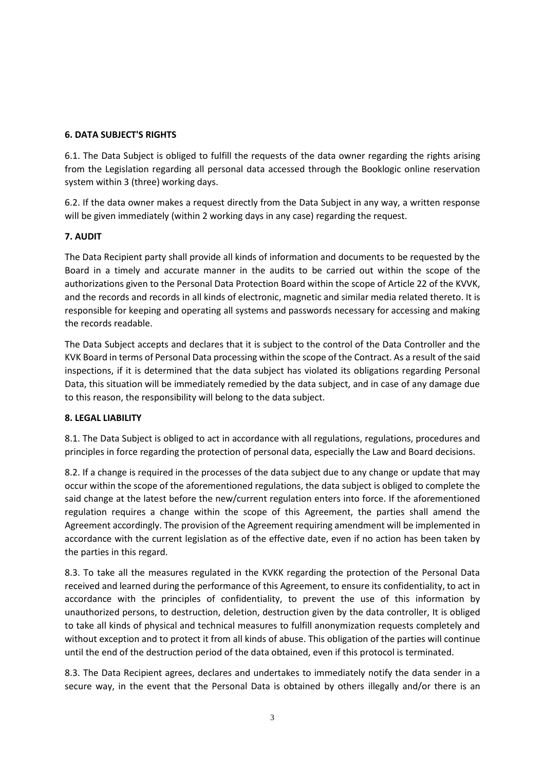**6. DATA SUBJECT'S RIGHTS**

6.1. The Data Subject is obliged to fulfill the requests of the data owner regarding the rights arising from the Legislation regarding all personal data accessed through the Booklogic online reservation system within 3 (three) working days.

6.2. If the data owner makes a request directly from the Data Subject in any way, a written response will be given immediately (within 2 working days in any case) regarding the request.

**7. AUDIT**

The Data Recipient party shall provide all kinds of information and documents to be requested by the Board in a timely and accurate manner in the audits to be carried out within the scope of the authorizations given to the Personal Data Protection Board within the scope of Article 22 of the KVVK, and the records and records in all kinds of electronic, magnetic and similar media related thereto. It is responsible for keeping and operating all systems and passwords necessary for accessing and making the records readable.

The Data Subject accepts and declares that it is subject to the control of the Data Controller and the KVK Board in terms of Personal Data processing within the scope of the Contract. As a result of the said inspections, if it is determined that the data subject has violated its obligations regarding Personal Data, this situation will be immediately remedied by the data subject, and in case of any damage due to this reason, the responsibility will belong to the data subject.

**8. LEGAL LIABILITY**

8.1. The Data Subject is obliged to act in accordance with all regulations, regulations, procedures and principles in force regarding the protection of personal data, especially the Law and Board decisions.

8.2. If a change is required in the processes of the data subject due to any change or update that may occur within the scope of the aforementioned regulations, the data subject is obliged to complete the said change at the latest before the new/current regulation enters into force. If the aforementioned regulation requires a change within the scope of this Agreement, the parties shall amend the Agreement accordingly. The provision of the Agreement requiring amendment will be implemented in accordance with the current legislation as of the effective date, even if no action has been taken by the parties in this regard.

8.3. To take all the measures regulated in the KVKK regarding the protection of the Personal Data received and learned during the performance of this Agreement, to ensure its confidentiality, to act in accordance with the principles of confidentiality, to prevent the use of this information by unauthorized persons, to destruction, deletion, destruction given by the data controller, It is obliged to take all kinds of physical and technical measures to fulfill anonymization requests completely and without exception and to protect it from all kinds of abuse. This obligation of the parties will continue until the end of the destruction period of the data obtained, even if this protocol is terminated.

8.3. The Data Recipient agrees, declares and undertakes to immediately notify the data sender in a secure way, in the event that the Personal Data is obtained by others illegally and/or there is an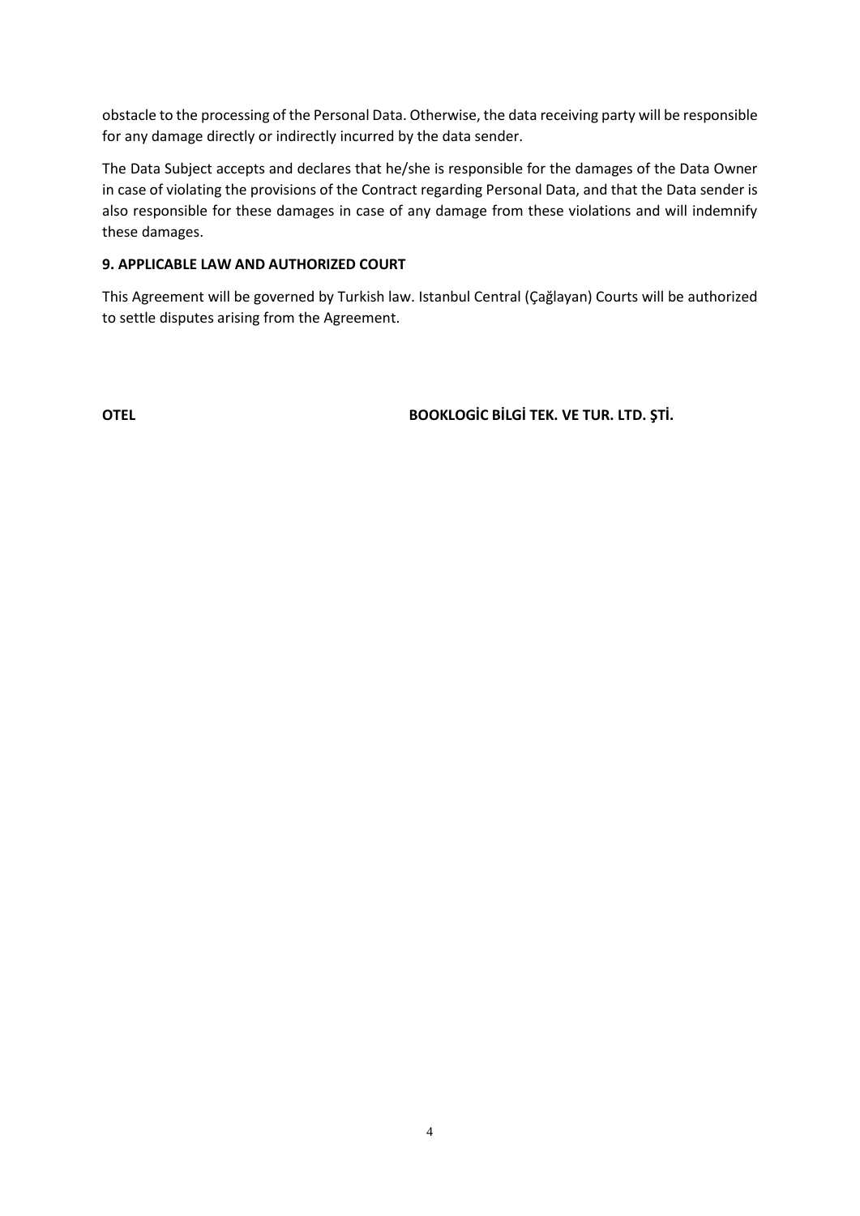obstacle to the processing of the Personal Data. Otherwise, the data receiving party will be responsible for any damage directly or indirectly incurred by the data sender.

The Data Subject accepts and declares that he/she is responsible for the damages of the Data Owner in case of violating the provisions of the Contract regarding Personal Data, and that the Data sender is also responsible for these damages in case of any damage from these violations and will indemnify these damages.

**9. APPLICABLE LAW AND AUTHORIZED COURT**

This Agreement will be governed by Turkish law. Istanbul Central (Çağlayan) Courts will be authorized to settle disputes arising from the Agreement.

**OTEL** **BOOKLOGİC BİLGİ TEK. VE TUR. LTD. ŞTİ.**